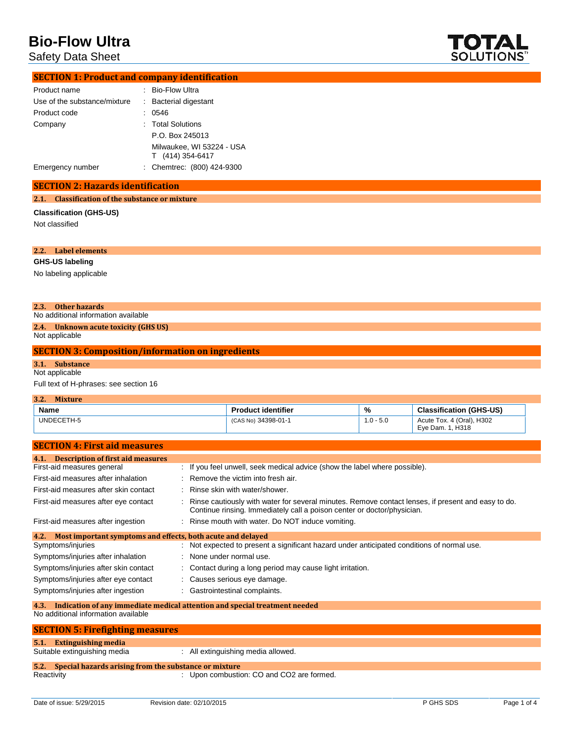# Bio-Flow Ultra

Safety Data Sheet

## SECTION 1: Product and company identification

| | |
|---|---|
| Product name | : Bio-Flow Ultra |
| Use of the substance/mixture | : Bacterial digestant |
| Product code | : 0546 |
| Company | : Total Solutions<br>P.O. Box 245013<br>Milwaukee, WI 53224 - USA<br>T (414) 354-6417 |
| Emergency number | : Chemtrec: (800) 424-9300 |

## SECTION 2: Hazards identification

### 2.1. Classification of the substance or mixture

**Classification (GHS-US)**

Not classified

### 2.2. Label elements

**GHS-US labeling**

No labeling applicable

### 2.3. Other hazards

No additional information available

### 2.4. Unknown acute toxicity (GHS US)

Not applicable

## SECTION 3: Composition/information on ingredients

### 3.1. Substance

Not applicable

Full text of H-phrases: see section 16

### 3.2. Mixture

| Name | Product identifier | % | Classification (GHS-US) |
|---|---|---|---|
| UNDECETH-5 | (CAS No) 34398-01-1 | 1.0 - 5.0 | Acute Tox. 4 (Oral), H302<br>Eye Dam. 1, H318 |

## SECTION 4: First aid measures

### 4.1. Description of first aid measures

| | |
|---|---|
| First-aid measures general | : If you feel unwell, seek medical advice (show the label where possible). |
| First-aid measures after inhalation | : Remove the victim into fresh air. |
| First-aid measures after skin contact | : Rinse skin with water/shower. |
| First-aid measures after eye contact | : Rinse cautiously with water for several minutes. Remove contact lenses, if present and easy to do. Continue rinsing. Immediately call a poison center or doctor/physician. |
| First-aid measures after ingestion | : Rinse mouth with water. Do NOT induce vomiting. |

### 4.2. Most important symptoms and effects, both acute and delayed

| | |
|---|---|
| Symptoms/injuries | : Not expected to present a significant hazard under anticipated conditions of normal use. |
| Symptoms/injuries after inhalation | : None under normal use. |
| Symptoms/injuries after skin contact | : Contact during a long period may cause light irritation. |
| Symptoms/injuries after eye contact | : Causes serious eye damage. |
| Symptoms/injuries after ingestion | : Gastrointestinal complaints. |

### 4.3. Indication of any immediate medical attention and special treatment needed

No additional information available

## SECTION 5: Firefighting measures

### 5.1. Extinguishing media

Suitable extinguishing media : All extinguishing media allowed.

### 5.2. Special hazards arising from the substance or mixture

Reactivity : Upon combustion: CO and $CO_2$ are formed.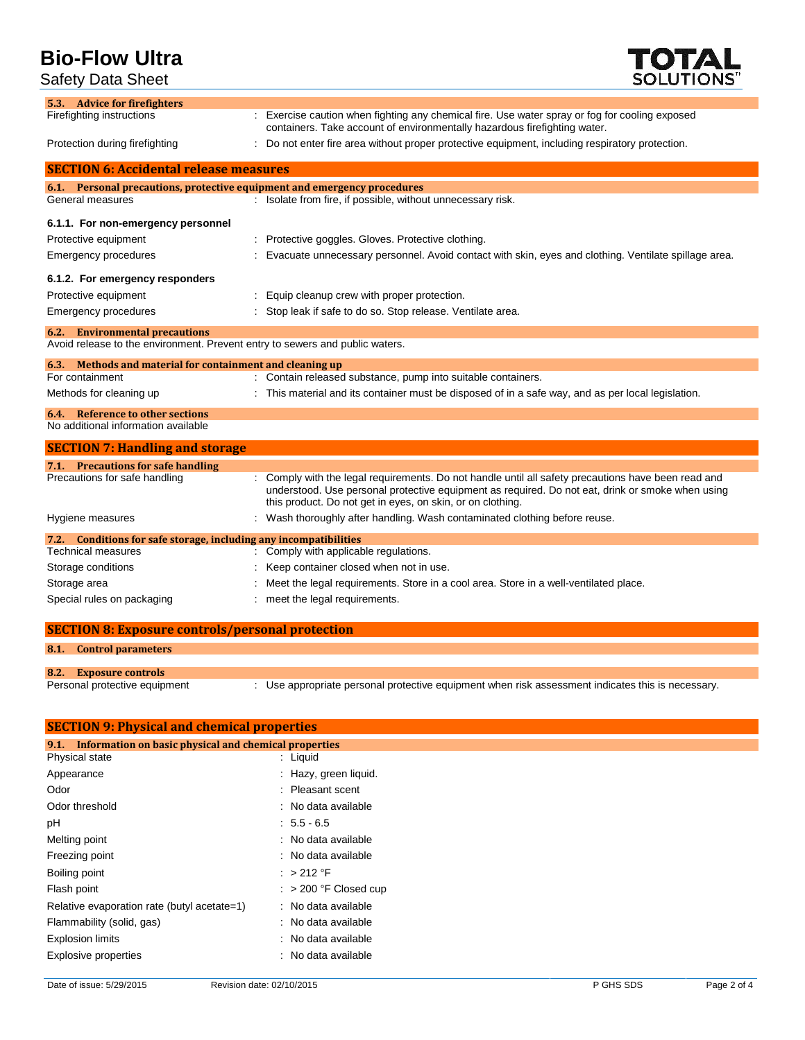### 5.3. Advice for firefighters

Firefighting instructions : Exercise caution when fighting any chemical fire. Use water spray or fog for cooling exposed containers. Take account of environmentally hazardous firefighting water.

Protection during firefighting : Do not enter fire area without proper protective equipment, including respiratory protection.

## SECTION 6: Accidental release measures

### 6.1. Personal precautions, protective equipment and emergency procedures

General measures : Isolate from fire, if possible, without unnecessary risk.

**6.1.1. For non-emergency personnel**

Protective equipment : Protective goggles. Gloves. Protective clothing.

Emergency procedures : Evacuate unnecessary personnel. Avoid contact with skin, eyes and clothing. Ventilate spillage area.

**6.1.2. For emergency responders**

Protective equipment : Equip cleanup crew with proper protection.

Emergency procedures : Stop leak if safe to do so. Stop release. Ventilate area.

### 6.2. Environmental precautions

Avoid release to the environment. Prevent entry to sewers and public waters.

### 6.3. Methods and material for containment and cleaning up

For containment : Contain released substance, pump into suitable containers.

Methods for cleaning up : This material and its container must be disposed of in a safe way, and as per local legislation.

### 6.4. Reference to other sections

No additional information available

## SECTION 7: Handling and storage

### 7.1. Precautions for safe handling

Precautions for safe handling : Comply with the legal requirements. Do not handle until all safety precautions have been read and understood. Use personal protective equipment as required. Do not eat, drink or smoke when using this product. Do not get in eyes, on skin, or on clothing.

Hygiene measures : Wash thoroughly after handling. Wash contaminated clothing before reuse.

### 7.2. Conditions for safe storage, including any incompatibilities

Technical measures : Comply with applicable regulations.

Storage conditions : Keep container closed when not in use.

Storage area : Meet the legal requirements. Store in a cool area. Store in a well-ventilated place.

Special rules on packaging : meet the legal requirements.

## SECTION 8: Exposure controls/personal protection

### 8.1. Control parameters

### 8.2. Exposure controls

Personal protective equipment : Use appropriate personal protective equipment when risk assessment indicates this is necessary.

## SECTION 9: Physical and chemical properties

### 9.1. Information on basic physical and chemical properties

| Property | Value |
|---|---|
| Physical state | Liquid |
| Appearance | Hazy, green liquid. |
| Odor | Pleasant scent |
| Odor threshold | No data available |
| pH | 5.5 - 6.5 |
| Melting point | No data available |
| Freezing point | No data available |
| Boiling point | > 212 °F |
| Flash point | > 200 °F Closed cup |
| Relative evaporation rate (butyl acetate=1) | No data available |
| Flammability (solid, gas) | No data available |
| Explosion limits | No data available |
| Explosive properties | No data available |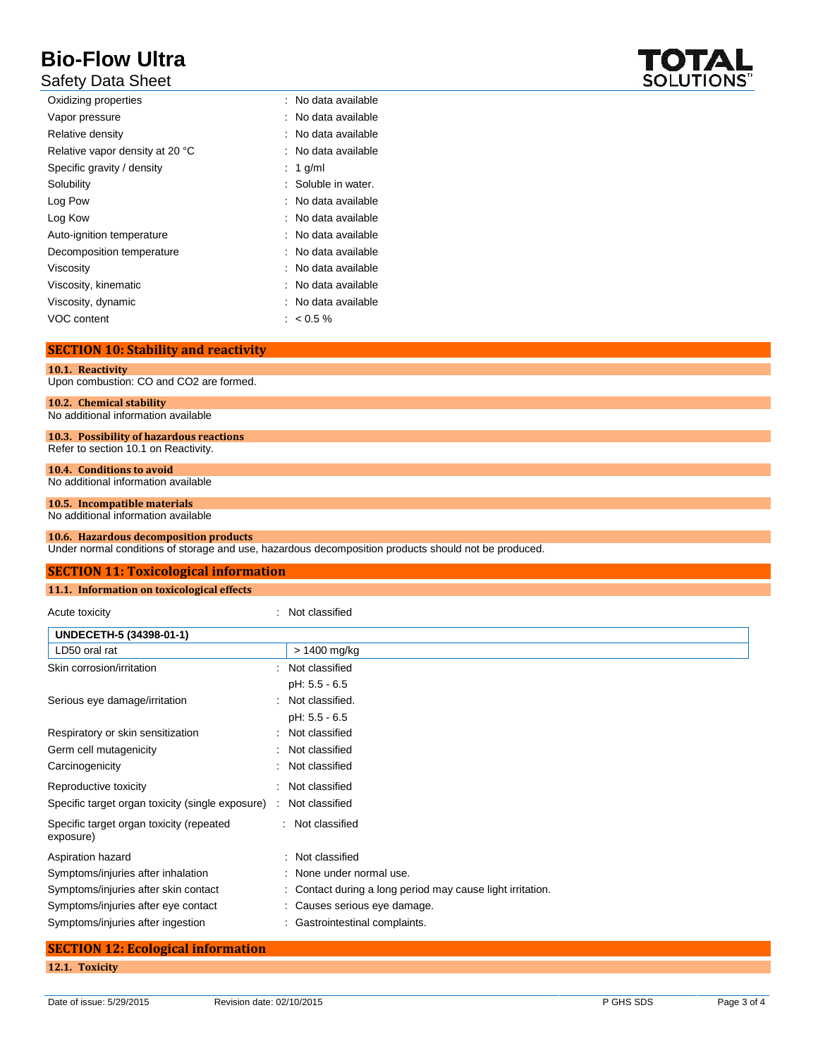| | |
|---|---|
| Oxidizing properties | : No data available |
| Vapor pressure | : No data available |
| Relative density | : No data available |
| Relative vapor density at 20 °C | : No data available |
| Specific gravity / density | : 1 g/ml |
| Solubility | : Soluble in water. |
| Log Pow | : No data available |
| Log Kow | : No data available |
| Auto-ignition temperature | : No data available |
| Decomposition temperature | : No data available |
| Viscosity | : No data available |
| Viscosity, kinematic | : No data available |
| Viscosity, dynamic | : No data available |
| VOC content | : < 0.5 % |

## SECTION 10: Stability and reactivity

### 10.1. Reactivity

Upon combustion: CO and $CO_2$ are formed.

### 10.2. Chemical stability

No additional information available

### 10.3. Possibility of hazardous reactions

Refer to section 10.1 on Reactivity.

### 10.4. Conditions to avoid

No additional information available

### 10.5. Incompatible materials

No additional information available

### 10.6. Hazardous decomposition products

Under normal conditions of storage and use, hazardous decomposition products should not be produced.

## SECTION 11: Toxicological information

### 11.1. Information on toxicological effects

Acute toxicity : Not classified

| UNDECETH-5 (34398-01-1) | |
|---|---|
| LD50 oral rat | > 1400 mg/kg |

| | |
|---|---|
| Skin corrosion/irritation | : Not classified<br>pH: 5.5 - 6.5 |
| Serious eye damage/irritation | : Not classified.<br>pH: 5.5 - 6.5 |
| Respiratory or skin sensitization | : Not classified |
| Germ cell mutagenicity | : Not classified |
| Carcinogenicity | : Not classified |
| Reproductive toxicity | : Not classified |
| Specific target organ toxicity (single exposure) | : Not classified |
| Specific target organ toxicity (repeated exposure) | : Not classified |
| Aspiration hazard | : Not classified |
| Symptoms/injuries after inhalation | : None under normal use. |
| Symptoms/injuries after skin contact | : Contact during a long period may cause light irritation. |
| Symptoms/injuries after eye contact | : Causes serious eye damage. |
| Symptoms/injuries after ingestion | : Gastrointestinal complaints. |

## SECTION 12: Ecological information

### 12.1. Toxicity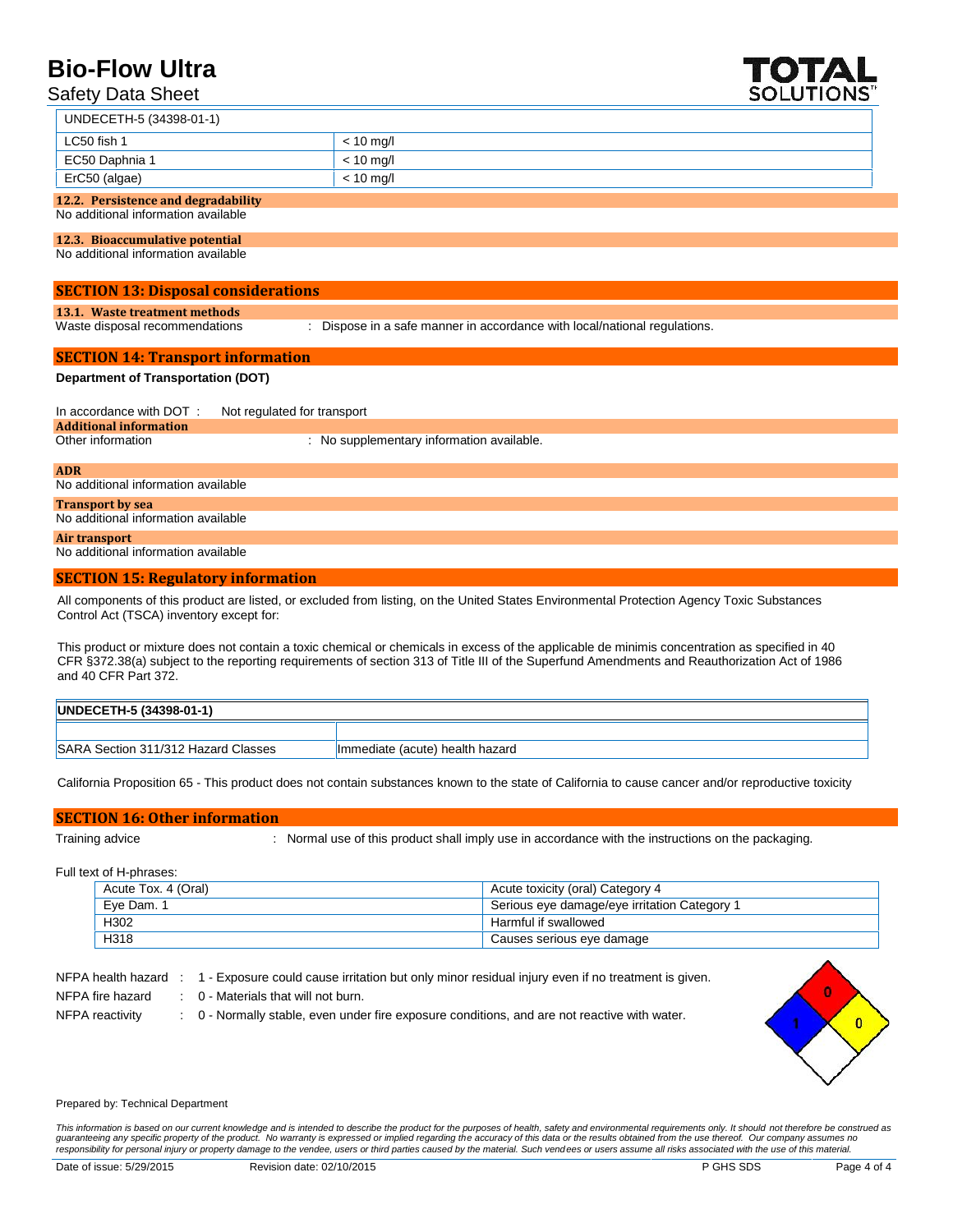| UNDECETH-5 (34398-01-1) | |
|---|---|
| LC50 fish 1 | < 10 mg/l |
| EC50 Daphnia 1 | < 10 mg/l |
| ErC50 (algae) | < 10 mg/l |

**12.2. Persistence and degradability**

No additional information available

**12.3. Bioaccumulative potential**

No additional information available

## SECTION 13: Disposal considerations

**13.1. Waste treatment methods**

Waste disposal recommendations : Dispose in a safe manner in accordance with local/national regulations.

## SECTION 14: Transport information

**Department of Transportation (DOT)**

In accordance with DOT : Not regulated for transport

**Additional information**

Other information : No supplementary information available.

**ADR**

No additional information available

**Transport by sea**

No additional information available

**Air transport**

No additional information available

## SECTION 15: Regulatory information

All components of this product are listed, or excluded from listing, on the United States Environmental Protection Agency Toxic Substances Control Act (TSCA) inventory except for:

This product or mixture does not contain a toxic chemical or chemicals in excess of the applicable de minimis concentration as specified in 40 CFR §372.38(a) subject to the reporting requirements of section 313 of Title III of the Superfund Amendments and Reauthorization Act of 1986 and 40 CFR Part 372.

| UNDECETH-5 (34398-01-1) | |
|---|---|
| | |
| SARA Section 311/312 Hazard Classes | Immediate (acute) health hazard |

California Proposition 65 - This product does not contain substances known to the state of California to cause cancer and/or reproductive toxicity

## SECTION 16: Other information

Training advice : Normal use of this product shall imply use in accordance with the instructions on the packaging.

Full text of H-phrases:

| | |
|---|---|
| Acute Tox. 4 (Oral) | Acute toxicity (oral) Category 4 |
| Eye Dam. 1 | Serious eye damage/eye irritation Category 1 |
| H302 | Harmful if swallowed |
| H318 | Causes serious eye damage |

NFPA health hazard : 1 - Exposure could cause irritation but only minor residual injury even if no treatment is given.

NFPA fire hazard : 0 - Materials that will not burn.

NFPA reactivity : 0 - Normally stable, even under fire exposure conditions, and are not reactive with water.

0

1

0

Prepared by: Technical Department

*This information is based on our current knowledge and is intended to describe the product for the purposes of health, safety and environmental requirements only. It should not therefore be construed as guaranteeing any specific property of the product. No warranty is expressed or implied regarding the accuracy of this data or the results obtained from the use thereof. Our company assumes no responsibility for personal injury or property damage to the vendee, users or third parties caused by the material. Such vendees or users assume all risks associated with the use of this material.*

Date of issue: 5/29/2015 Revision date: 02/10/2015 P GHS SDS